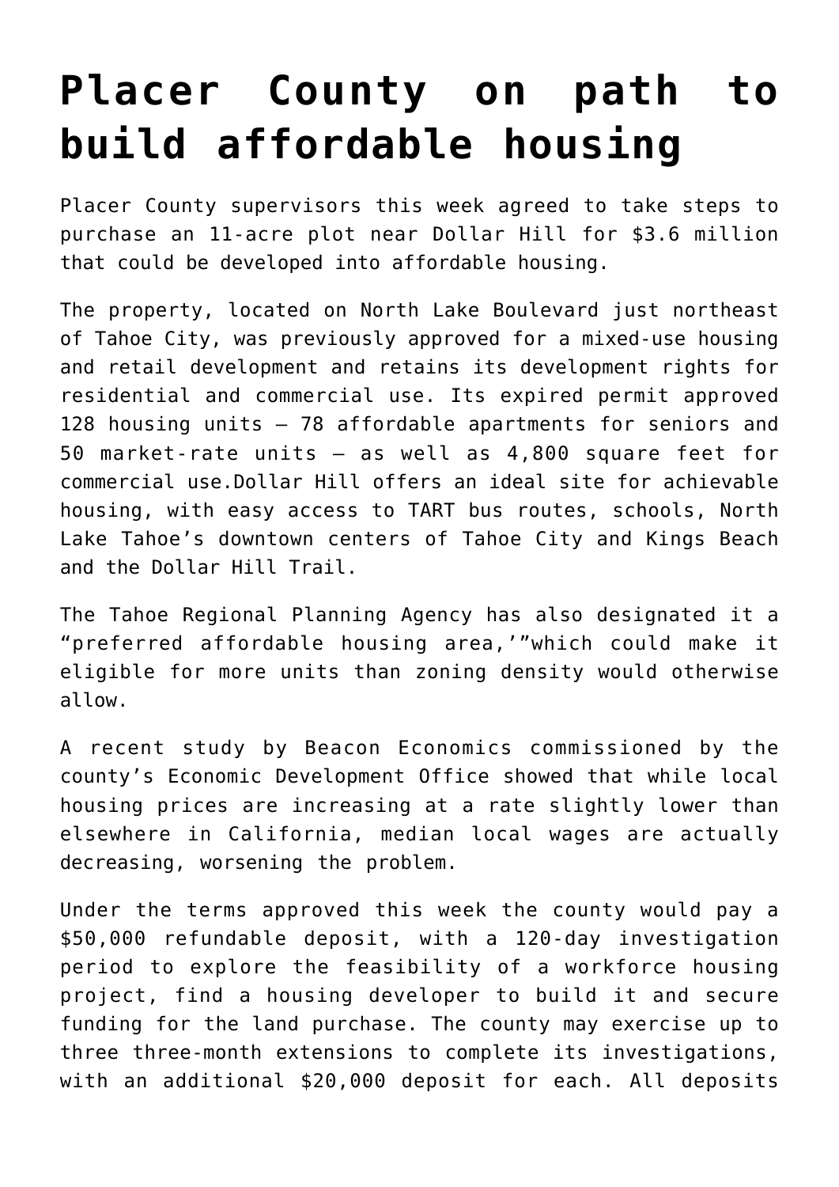# Placer County on path to build affordable housing

Placer County supervisors this week agreed to take steps to purchase an 11-acre plot near Dollar Hill for $3.6 million that could be developed into affordable housing.

The property, located on North Lake Boulevard just northeast of Tahoe City, was previously approved for a mixed-use housing and retail development and retains its development rights for residential and commercial use. Its expired permit approved 128 housing units – 78 affordable apartments for seniors and 50 market-rate units – as well as 4,800 square feet for commercial use.Dollar Hill offers an ideal site for achievable housing, with easy access to TART bus routes, schools, North Lake Tahoe's downtown centers of Tahoe City and Kings Beach and the Dollar Hill Trail.

The Tahoe Regional Planning Agency has also designated it a "preferred affordable housing area,'"which could make it eligible for more units than zoning density would otherwise allow.

A recent study by Beacon Economics commissioned by the county's Economic Development Office showed that while local housing prices are increasing at a rate slightly lower than elsewhere in California, median local wages are actually decreasing, worsening the problem.

Under the terms approved this week the county would pay a $50,000 refundable deposit, with a 120-day investigation period to explore the feasibility of a workforce housing project, find a housing developer to build it and secure funding for the land purchase. The county may exercise up to three three-month extensions to complete its investigations, with an additional $20,000 deposit for each. All deposits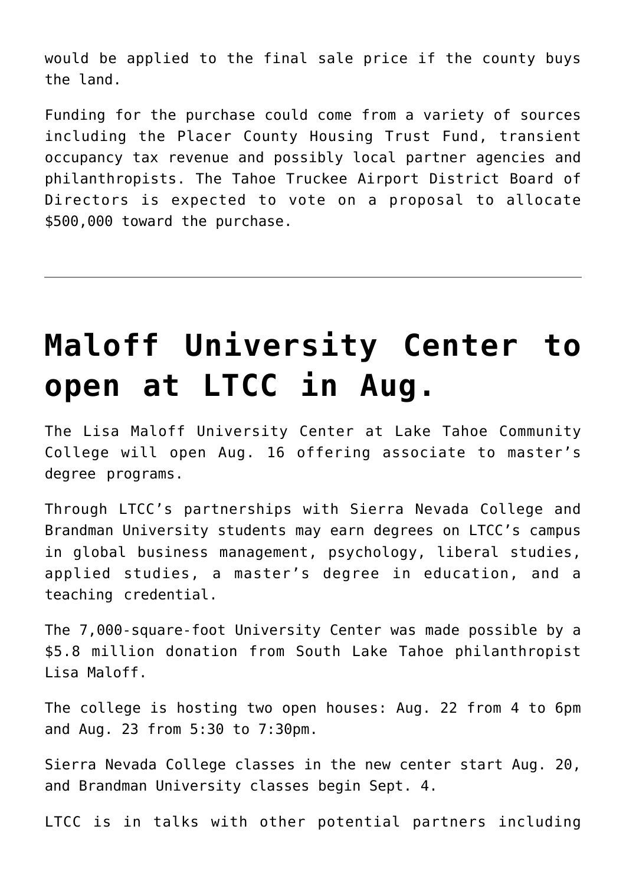would be applied to the final sale price if the county buys the land.

Funding for the purchase could come from a variety of sources including the Placer County Housing Trust Fund, transient occupancy tax revenue and possibly local partner agencies and philanthropists. The Tahoe Truckee Airport District Board of Directors is expected to vote on a proposal to allocate $500,000 toward the purchase.

---

# Maloff University Center to open at LTCC in Aug.

The Lisa Maloff University Center at Lake Tahoe Community College will open Aug. 16 offering associate to master's degree programs.

Through LTCC's partnerships with Sierra Nevada College and Brandman University students may earn degrees on LTCC's campus in global business management, psychology, liberal studies, applied studies, a master's degree in education, and a teaching credential.

The 7,000-square-foot University Center was made possible by a $5.8 million donation from South Lake Tahoe philanthropist Lisa Maloff.

The college is hosting two open houses: Aug. 22 from 4 to 6pm and Aug. 23 from 5:30 to 7:30pm.

Sierra Nevada College classes in the new center start Aug. 20, and Brandman University classes begin Sept. 4.

LTCC is in talks with other potential partners including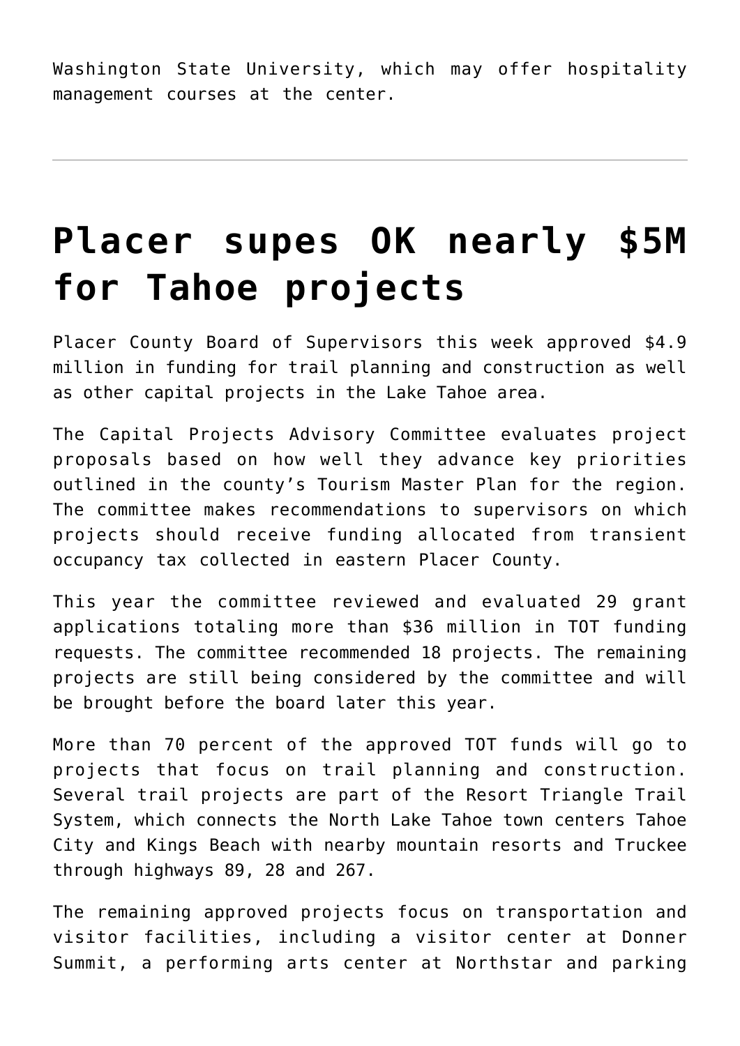Washington State University, which may offer hospitality management courses at the center.

---

# Placer supes OK nearly $5M for Tahoe projects

Placer County Board of Supervisors this week approved $4.9 million in funding for trail planning and construction as well as other capital projects in the Lake Tahoe area.

The Capital Projects Advisory Committee evaluates project proposals based on how well they advance key priorities outlined in the county's Tourism Master Plan for the region. The committee makes recommendations to supervisors on which projects should receive funding allocated from transient occupancy tax collected in eastern Placer County.

This year the committee reviewed and evaluated 29 grant applications totaling more than $36 million in TOT funding requests. The committee recommended 18 projects. The remaining projects are still being considered by the committee and will be brought before the board later this year.

More than 70 percent of the approved TOT funds will go to projects that focus on trail planning and construction. Several trail projects are part of the Resort Triangle Trail System, which connects the North Lake Tahoe town centers Tahoe City and Kings Beach with nearby mountain resorts and Truckee through highways 89, 28 and 267.

The remaining approved projects focus on transportation and visitor facilities, including a visitor center at Donner Summit, a performing arts center at Northstar and parking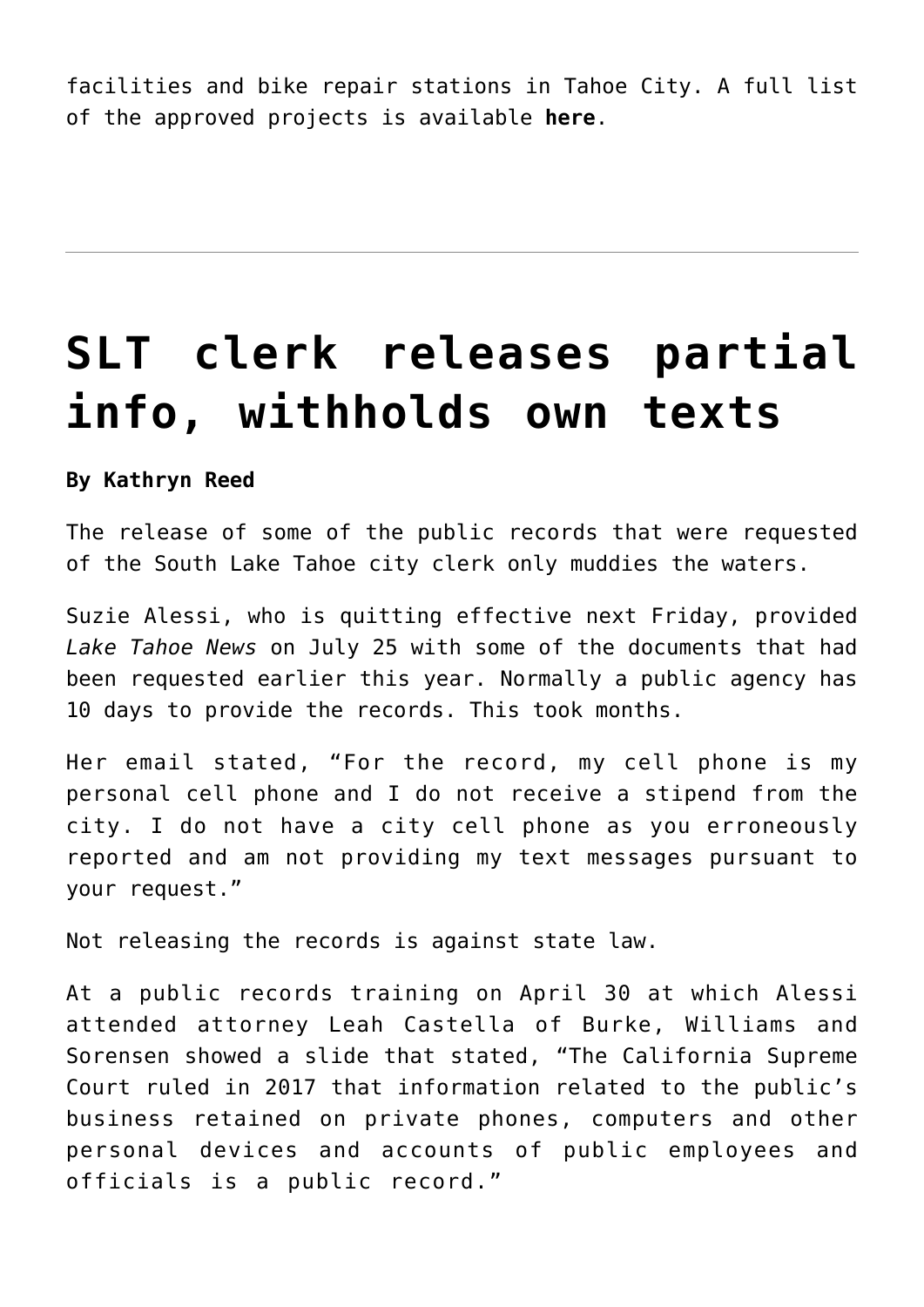facilities and bike repair stations in Tahoe City. A full list of the approved projects is available **here**.

---

# SLT clerk releases partial info, withholds own texts

**By Kathryn Reed**

The release of some of the public records that were requested of the South Lake Tahoe city clerk only muddies the waters.

Suzie Alessi, who is quitting effective next Friday, provided *Lake Tahoe News* on July 25 with some of the documents that had been requested earlier this year. Normally a public agency has 10 days to provide the records. This took months.

Her email stated, "For the record, my cell phone is my personal cell phone and I do not receive a stipend from the city. I do not have a city cell phone as you erroneously reported and am not providing my text messages pursuant to your request."

Not releasing the records is against state law.

At a public records training on April 30 at which Alessi attended attorney Leah Castella of Burke, Williams and Sorensen showed a slide that stated, "The California Supreme Court ruled in 2017 that information related to the public's business retained on private phones, computers and other personal devices and accounts of public employees and officials is a public record."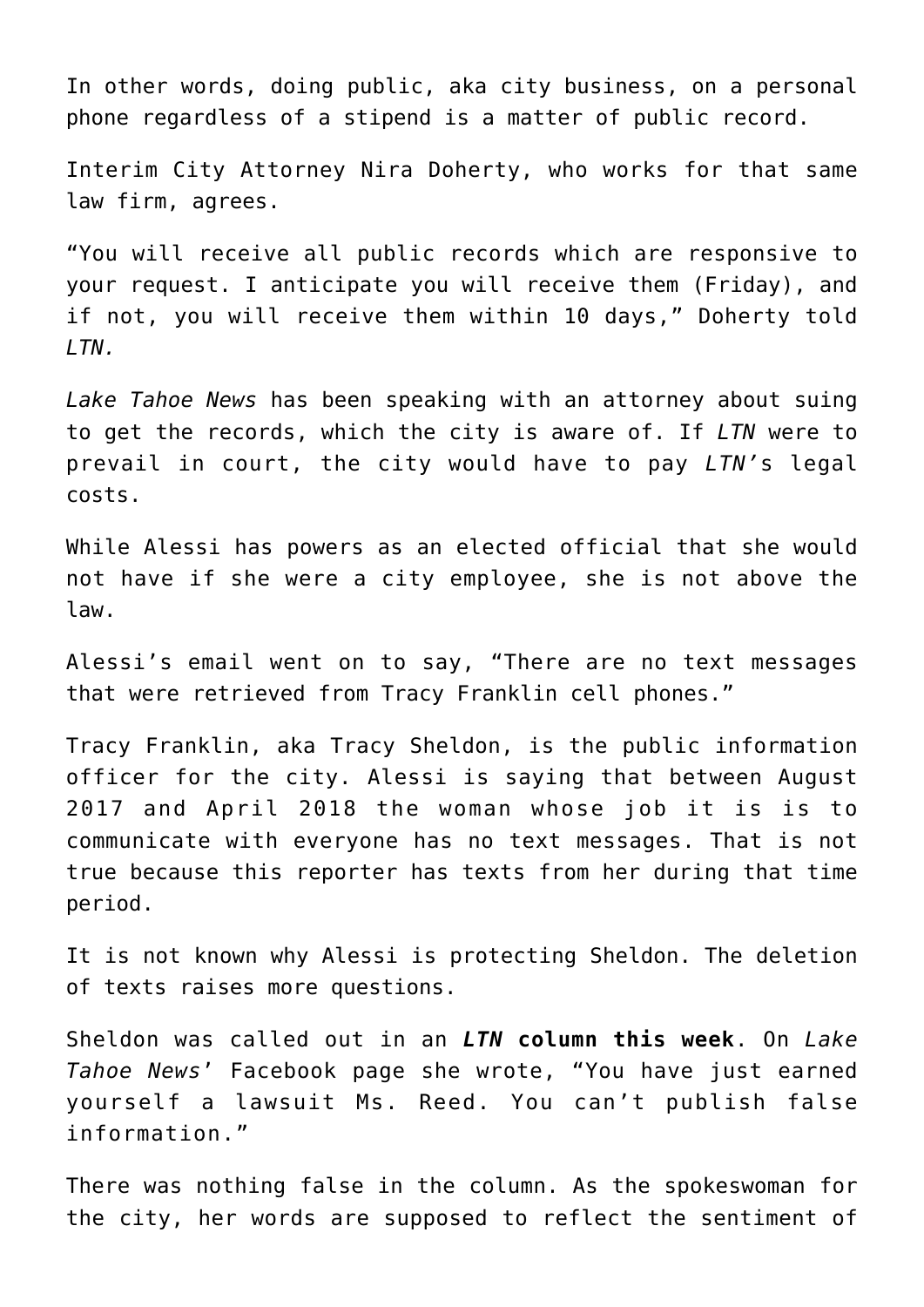In other words, doing public, aka city business, on a personal phone regardless of a stipend is a matter of public record.

Interim City Attorney Nira Doherty, who works for that same law firm, agrees.

"You will receive all public records which are responsive to your request. I anticipate you will receive them (Friday), and if not, you will receive them within 10 days," Doherty told *LTN.*

*Lake Tahoe News* has been speaking with an attorney about suing to get the records, which the city is aware of. If *LTN* were to prevail in court, the city would have to pay *LTN*'s legal costs.

While Alessi has powers as an elected official that she would not have if she were a city employee, she is not above the law.

Alessi's email went on to say, "There are no text messages that were retrieved from Tracy Franklin cell phones."

Tracy Franklin, aka Tracy Sheldon, is the public information officer for the city. Alessi is saying that between August 2017 and April 2018 the woman whose job it is is to communicate with everyone has no text messages. That is not true because this reporter has texts from her during that time period.

It is not known why Alessi is protecting Sheldon. The deletion of texts raises more questions.

Sheldon was called out in an ***LTN* column this week**. On *Lake Tahoe News*' Facebook page she wrote, "You have just earned yourself a lawsuit Ms. Reed. You can't publish false information."

There was nothing false in the column. As the spokeswoman for the city, her words are supposed to reflect the sentiment of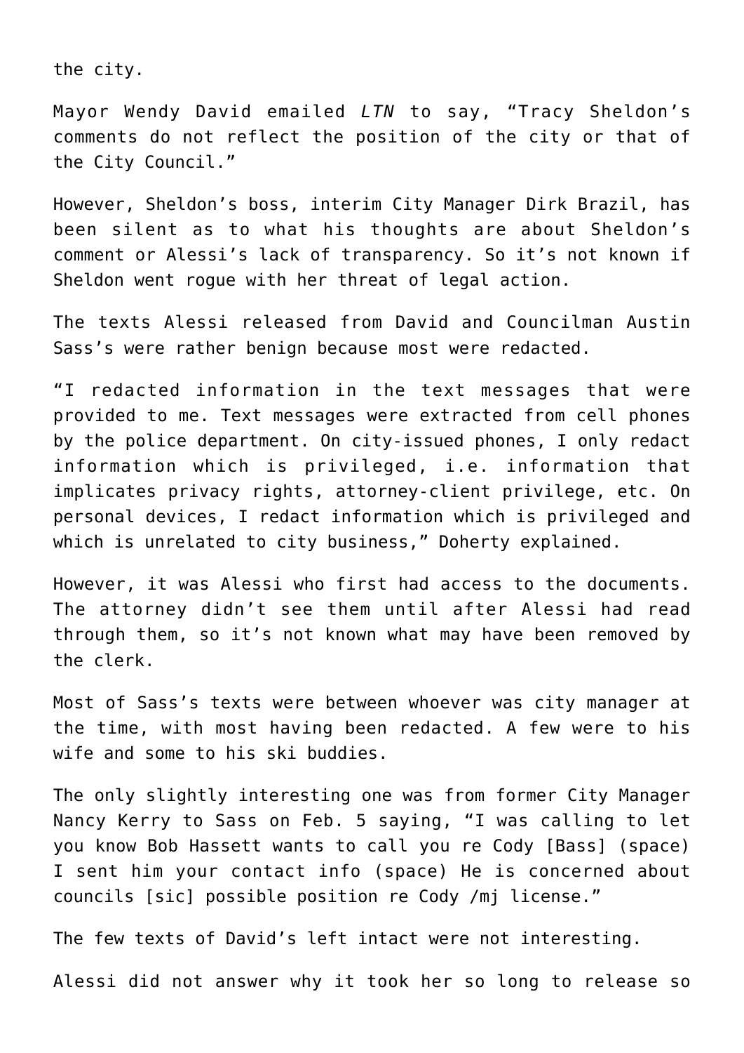the city.

Mayor Wendy David emailed *LTN* to say, "Tracy Sheldon's comments do not reflect the position of the city or that of the City Council."

However, Sheldon's boss, interim City Manager Dirk Brazil, has been silent as to what his thoughts are about Sheldon's comment or Alessi's lack of transparency. So it's not known if Sheldon went rogue with her threat of legal action.

The texts Alessi released from David and Councilman Austin Sass's were rather benign because most were redacted.

"I redacted information in the text messages that were provided to me. Text messages were extracted from cell phones by the police department. On city-issued phones, I only redact information which is privileged, i.e. information that implicates privacy rights, attorney-client privilege, etc. On personal devices, I redact information which is privileged and which is unrelated to city business," Doherty explained.

However, it was Alessi who first had access to the documents. The attorney didn't see them until after Alessi had read through them, so it's not known what may have been removed by the clerk.

Most of Sass's texts were between whoever was city manager at the time, with most having been redacted. A few were to his wife and some to his ski buddies.

The only slightly interesting one was from former City Manager Nancy Kerry to Sass on Feb. 5 saying, "I was calling to let you know Bob Hassett wants to call you re Cody [Bass] (space) I sent him your contact info (space) He is concerned about councils [sic] possible position re Cody /mj license."

The few texts of David's left intact were not interesting.

Alessi did not answer why it took her so long to release so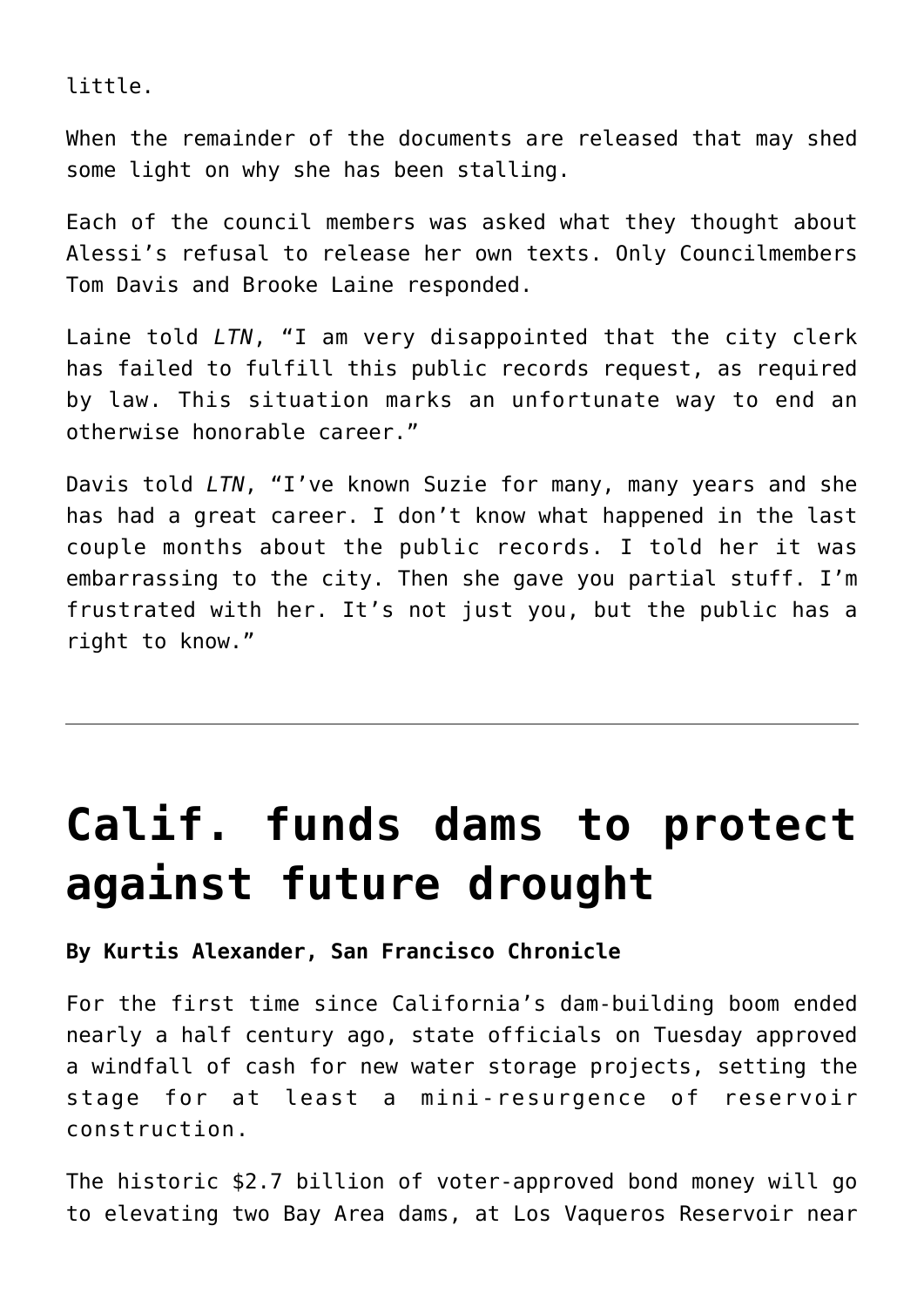little.

When the remainder of the documents are released that may shed some light on why she has been stalling.

Each of the council members was asked what they thought about Alessi's refusal to release her own texts. Only Councilmembers Tom Davis and Brooke Laine responded.

Laine told *LTN*, "I am very disappointed that the city clerk has failed to fulfill this public records request, as required by law. This situation marks an unfortunate way to end an otherwise honorable career."

Davis told *LTN*, "I've known Suzie for many, many years and she has had a great career. I don't know what happened in the last couple months about the public records. I told her it was embarrassing to the city. Then she gave you partial stuff. I'm frustrated with her. It's not just you, but the public has a right to know."

---

# Calif. funds dams to protect against future drought

**By Kurtis Alexander, San Francisco Chronicle**

For the first time since California's dam-building boom ended nearly a half century ago, state officials on Tuesday approved a windfall of cash for new water storage projects, setting the stage for at least a mini-resurgence of reservoir construction.

The historic $2.7 billion of voter-approved bond money will go to elevating two Bay Area dams, at Los Vaqueros Reservoir near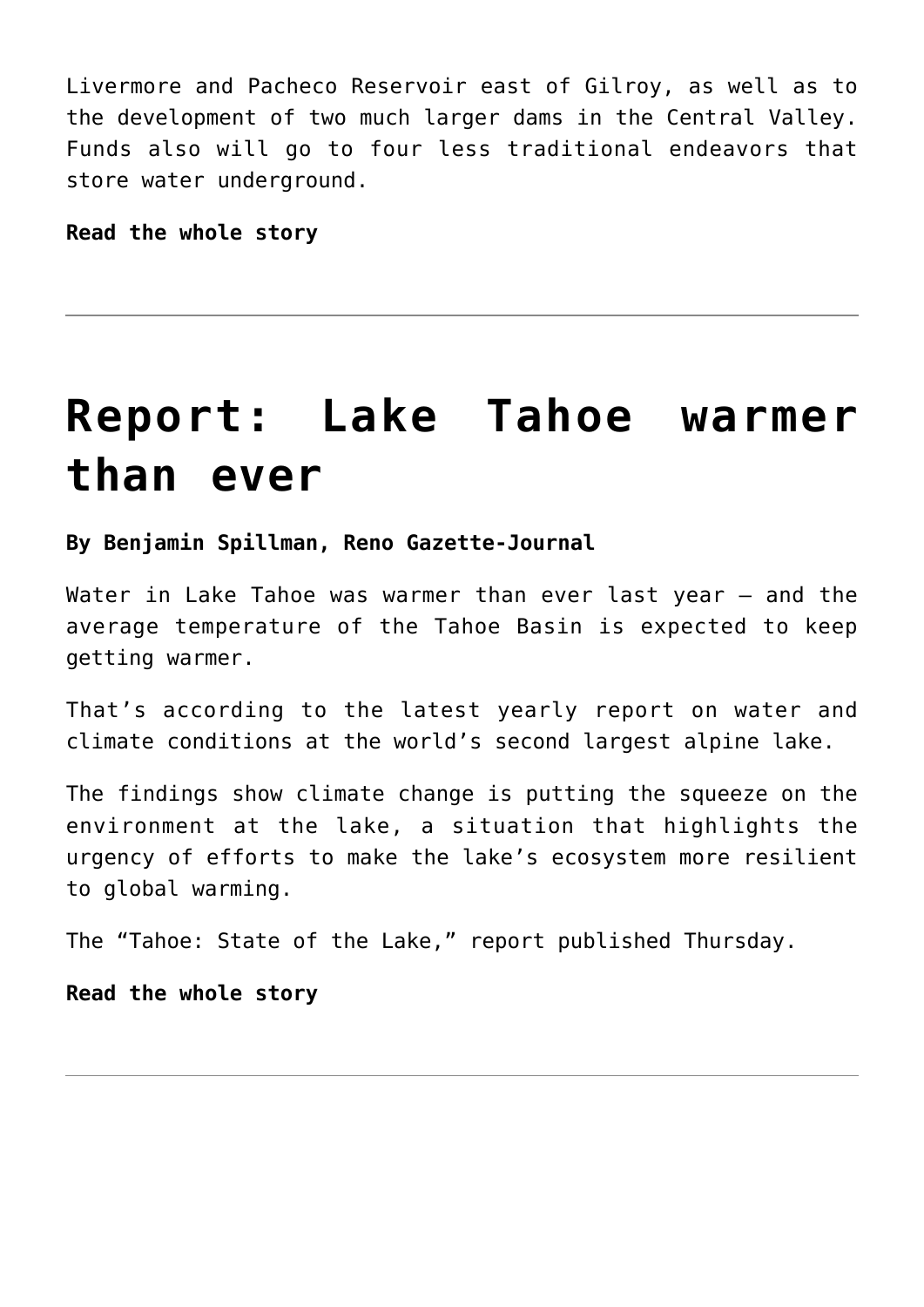Livermore and Pacheco Reservoir east of Gilroy, as well as to the development of two much larger dams in the Central Valley. Funds also will go to four less traditional endeavors that store water underground.

**Read the whole story**

---

# Report: Lake Tahoe warmer than ever

**By Benjamin Spillman, Reno Gazette-Journal**

Water in Lake Tahoe was warmer than ever last year — and the average temperature of the Tahoe Basin is expected to keep getting warmer.

That's according to the latest yearly report on water and climate conditions at the world's second largest alpine lake.

The findings show climate change is putting the squeeze on the environment at the lake, a situation that highlights the urgency of efforts to make the lake's ecosystem more resilient to global warming.

The "Tahoe: State of the Lake," report published Thursday.

**Read the whole story**

---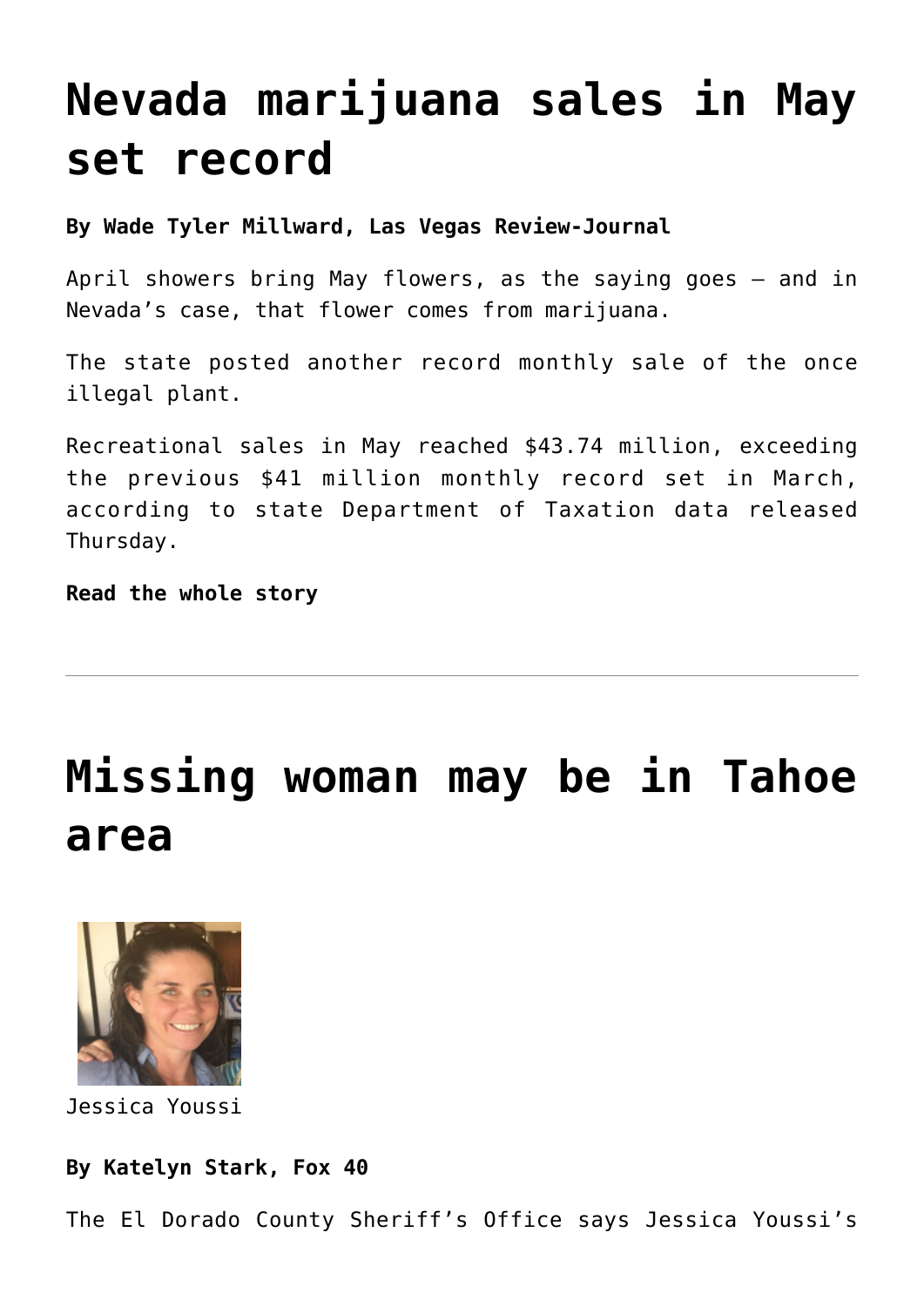# Nevada marijuana sales in May set record

**By Wade Tyler Millward, Las Vegas Review-Journal**

April showers bring May flowers, as the saying goes — and in Nevada's case, that flower comes from marijuana.

The state posted another record monthly sale of the once illegal plant.

Recreational sales in May reached $43.74 million, exceeding the previous $41 million monthly record set in March, according to state Department of Taxation data released Thursday.

**Read the whole story**

---

# Missing woman may be in Tahoe area

Jessica Youssi

**By Katelyn Stark, Fox 40**

The El Dorado County Sheriff's Office says Jessica Youssi's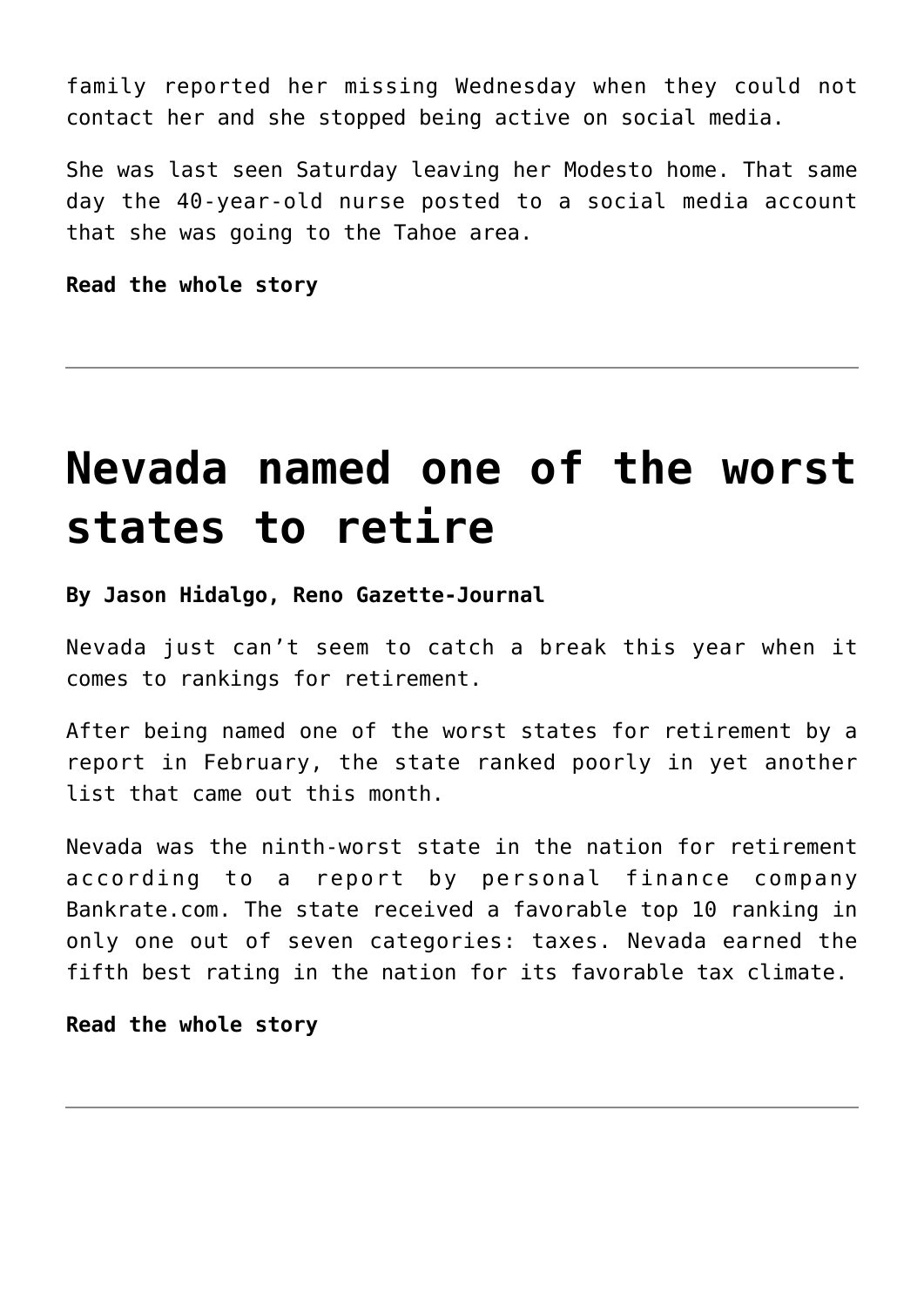family reported her missing Wednesday when they could not contact her and she stopped being active on social media.

She was last seen Saturday leaving her Modesto home. That same day the 40-year-old nurse posted to a social media account that she was going to the Tahoe area.

**Read the whole story**

---

# Nevada named one of the worst states to retire

**By Jason Hidalgo, Reno Gazette-Journal**

Nevada just can't seem to catch a break this year when it comes to rankings for retirement.

After being named one of the worst states for retirement by a report in February, the state ranked poorly in yet another list that came out this month.

Nevada was the ninth-worst state in the nation for retirement according to a report by personal finance company Bankrate.com. The state received a favorable top 10 ranking in only one out of seven categories: taxes. Nevada earned the fifth best rating in the nation for its favorable tax climate.

**Read the whole story**

---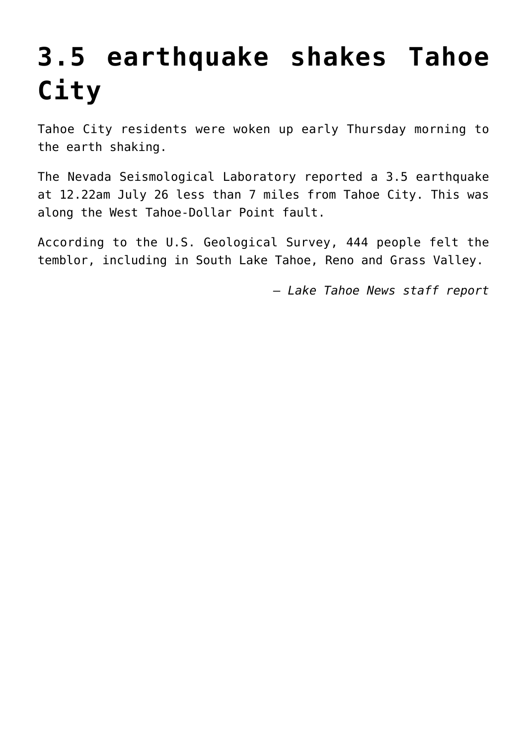# 3.5 earthquake shakes Tahoe City

Tahoe City residents were woken up early Thursday morning to the earth shaking.

The Nevada Seismological Laboratory reported a 3.5 earthquake at 12.22am July 26 less than 7 miles from Tahoe City. This was along the West Tahoe-Dollar Point fault.

According to the U.S. Geological Survey, 444 people felt the temblor, including in South Lake Tahoe, Reno and Grass Valley.

*— Lake Tahoe News staff report*